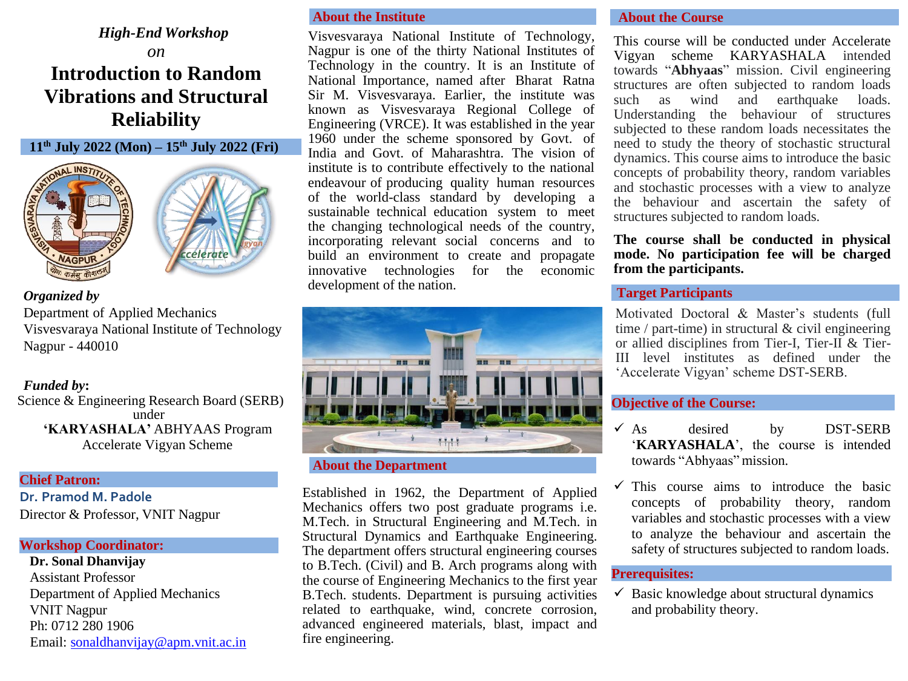*High-End Workshop*

*on*

# Introduction to Random Vibrations and Structural Reliability

**11th July 2022 (Mon) – 15th July 2022 (Fri)**

***Organized by***

Department of Applied Mechanics
Visvesvaraya National Institute of Technology
Nagpur - 440010

***Funded by*:**

Science & Engineering Research Board (SERB) under
**'KARYASHALA'** ABHYAAS Program
Accelerate Vigyan Scheme

## Chief Patron:

**Dr. Pramod M. Padole**
Director & Professor, VNIT Nagpur

## Workshop Coordinator:

**Dr. Sonal Dhanvijay**
Assistant Professor
Department of Applied Mechanics
VNIT Nagpur
Ph: 0712 280 1906
Email: sonaldhanvijay@apm.vnit.ac.in

## About the Institute

Visvesvaraya National Institute of Technology, Nagpur is one of the thirty National Institutes of Technology in the country. It is an Institute of National Importance, named after Bharat Ratna Sir M. Visvesvaraya. Earlier, the institute was known as Visvesvaraya Regional College of Engineering (VRCE). It was established in the year 1960 under the scheme sponsored by Govt. of India and Govt. of Maharashtra. The vision of institute is to contribute effectively to the national endeavour of producing quality human resources of the world-class standard by developing a sustainable technical education system to meet the changing technological needs of the country, incorporating relevant social concerns and to build an environment to create and propagate innovative technologies for the economic development of the nation.

## About the Department

Established in 1962, the Department of Applied Mechanics offers two post graduate programs i.e. M.Tech. in Structural Engineering and M.Tech. in Structural Dynamics and Earthquake Engineering. The department offers structural engineering courses to B.Tech. (Civil) and B. Arch programs along with the course of Engineering Mechanics to the first year B.Tech. students. Department is pursuing activities related to earthquake, wind, concrete corrosion, advanced engineered materials, blast, impact and fire engineering.

## About the Course

This course will be conducted under Accelerate Vigyan scheme KARYASHALA intended towards "**Abhyaas**" mission. Civil engineering structures are often subjected to random loads such as wind and earthquake loads. Understanding the behaviour of structures subjected to these random loads necessitates the need to study the theory of stochastic structural dynamics. This course aims to introduce the basic concepts of probability theory, random variables and stochastic processes with a view to analyze the behaviour and ascertain the safety of structures subjected to random loads.

**The course shall be conducted in physical mode. No participation fee will be charged from the participants.**

## Target Participants

Motivated Doctoral & Master's students (full time / part-time) in structural & civil engineering or allied disciplines from Tier-I, Tier-II & Tier-III level institutes as defined under the 'Accelerate Vigyan' scheme DST-SERB.

## Objective of the Course:

- ✓ As desired by DST-SERB '**KARYASHALA**', the course is intended towards "Abhyaas" mission.
- ✓ This course aims to introduce the basic concepts of probability theory, random variables and stochastic processes with a view to analyze the behaviour and ascertain the safety of structures subjected to random loads.

## Prerequisites:

- ✓ Basic knowledge about structural dynamics and probability theory.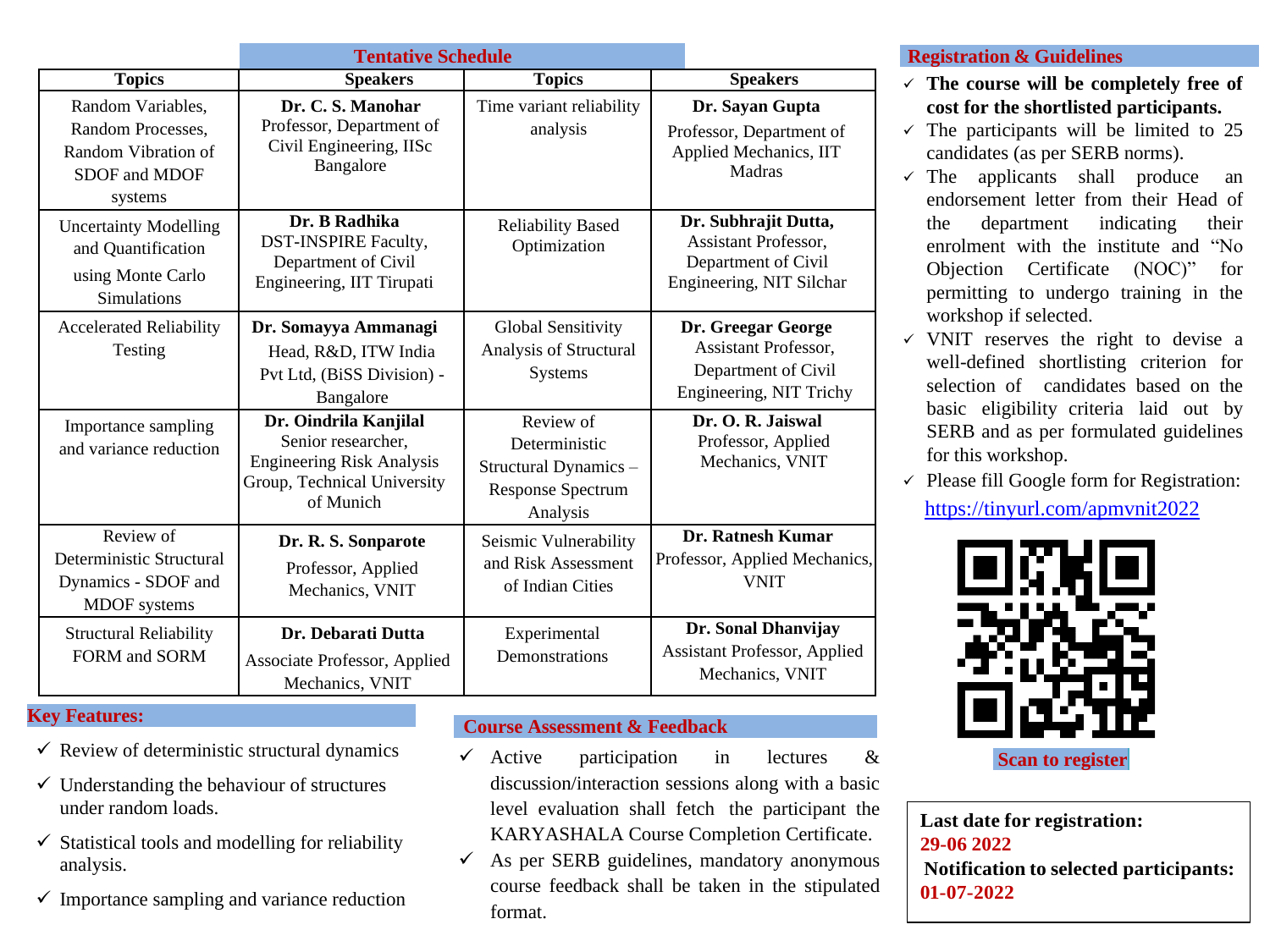## Tentative Schedule

| Topics | Speakers | Topics | Speakers |
|---|---|---|---|
| Random Variables, Random Processes, Random Vibration of SDOF and MDOF systems | **Dr. C. S. Manohar** Professor, Department of Civil Engineering, IISc Bangalore | Time variant reliability analysis | **Dr. Sayan Gupta** Professor, Department of Applied Mechanics, IIT Madras |
| Uncertainty Modelling and Quantification using Monte Carlo Simulations | **Dr. B Radhika** DST-INSPIRE Faculty, Department of Civil Engineering, IIT Tirupati | Reliability Based Optimization | **Dr. Subhrajit Dutta,** Assistant Professor, Department of Civil Engineering, NIT Silchar |
| Accelerated Reliability Testing | **Dr. Somayya Ammanagi** Head, R&D, ITW India Pvt Ltd, (BiSS Division) - Bangalore | Global Sensitivity Analysis of Structural Systems | **Dr. Greegar George** Assistant Professor, Department of Civil Engineering, NIT Trichy |
| Importance sampling and variance reduction | **Dr. Oindrila Kanjilal** Senior researcher, Engineering Risk Analysis Group, Technical University of Munich | Review of Deterministic Structural Dynamics – Response Spectrum Analysis | **Dr. O. R. Jaiswal** Professor, Applied Mechanics, VNIT |
| Review of Deterministic Structural Dynamics - SDOF and MDOF systems | **Dr. R. S. Sonparote** Professor, Applied Mechanics, VNIT | Seismic Vulnerability and Risk Assessment of Indian Cities | **Dr. Ratnesh Kumar** Professor, Applied Mechanics, VNIT |
| Structural Reliability FORM and SORM | **Dr. Debarati Dutta** Associate Professor, Applied Mechanics, VNIT | Experimental Demonstrations | **Dr. Sonal Dhanvijay** Assistant Professor, Applied Mechanics, VNIT |

## Key Features:

- ✓ Review of deterministic structural dynamics
- ✓ Understanding the behaviour of structures under random loads.
- ✓ Statistical tools and modelling for reliability analysis.
- ✓ Importance sampling and variance reduction

## Course Assessment & Feedback

- ✓ Active participation in lectures & discussion/interaction sessions along with a basic level evaluation shall fetch the participant the KARYASHALA Course Completion Certificate.
- ✓ As per SERB guidelines, mandatory anonymous course feedback shall be taken in the stipulated format.

## Registration & Guidelines

- ✓ **The course will be completely free of cost for the shortlisted participants.**
- ✓ The participants will be limited to 25 candidates (as per SERB norms).
- ✓ The applicants shall produce an endorsement letter from their Head of the department indicating their enrolment with the institute and "No Objection Certificate (NOC)" for permitting to undergo training in the workshop if selected.
- ✓ VNIT reserves the right to devise a well-defined shortlisting criterion for selection of candidates based on the basic eligibility criteria laid out by SERB and as per formulated guidelines for this workshop.
- ✓ Please fill Google form for Registration: https://tinyurl.com/apmvnit2022

**Scan to register**

**Last date for registration:**
**29-06 2022**
**Notification to selected participants:**
**01-07-2022**